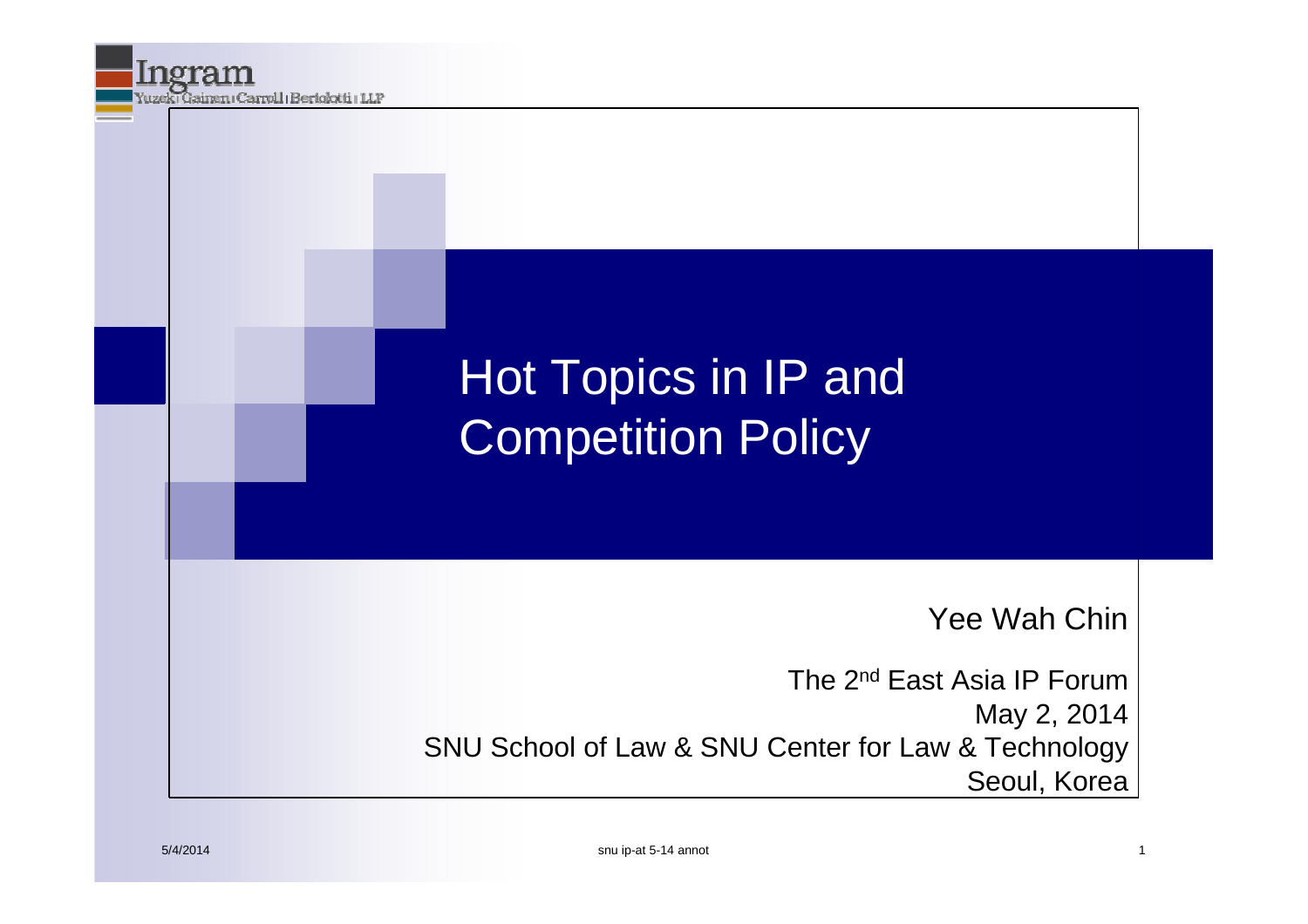Ingram
Yuzek | Gainen | Carroll | Bertolotti | LLP

# Hot Topics in IP and Competition Policy

Yee Wah Chin

The 2nd East Asia IP Forum
May 2, 2014
SNU School of Law & SNU Center for Law & Technology
Seoul, Korea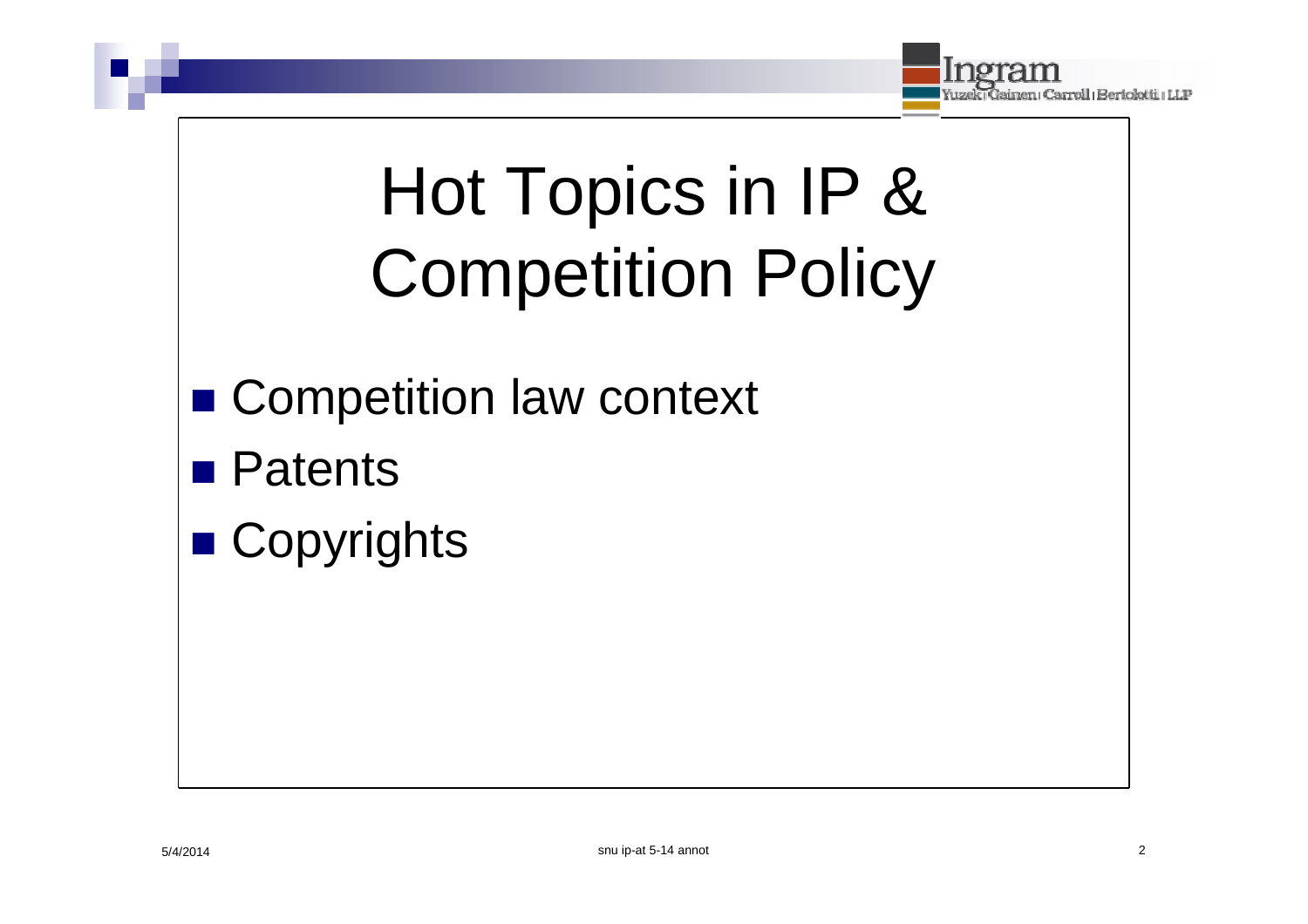# Hot Topics in IP & Competition Policy

- Competition law context
- Patents
- Copyrights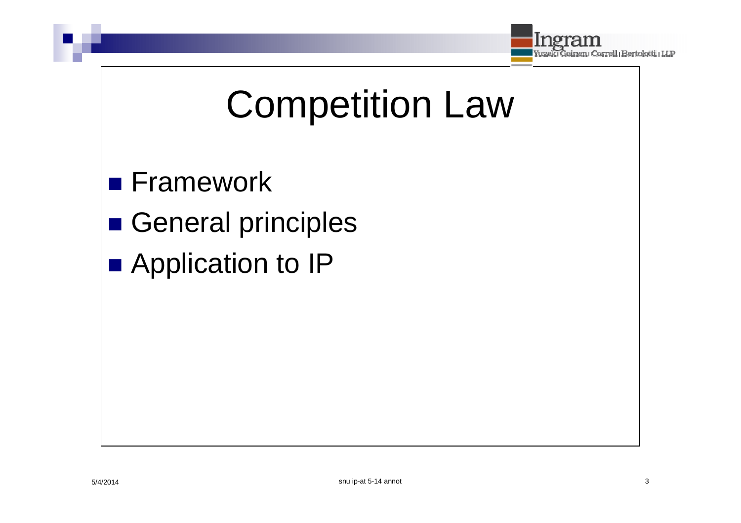# Competition Law

- Framework
- General principles
- Application to IP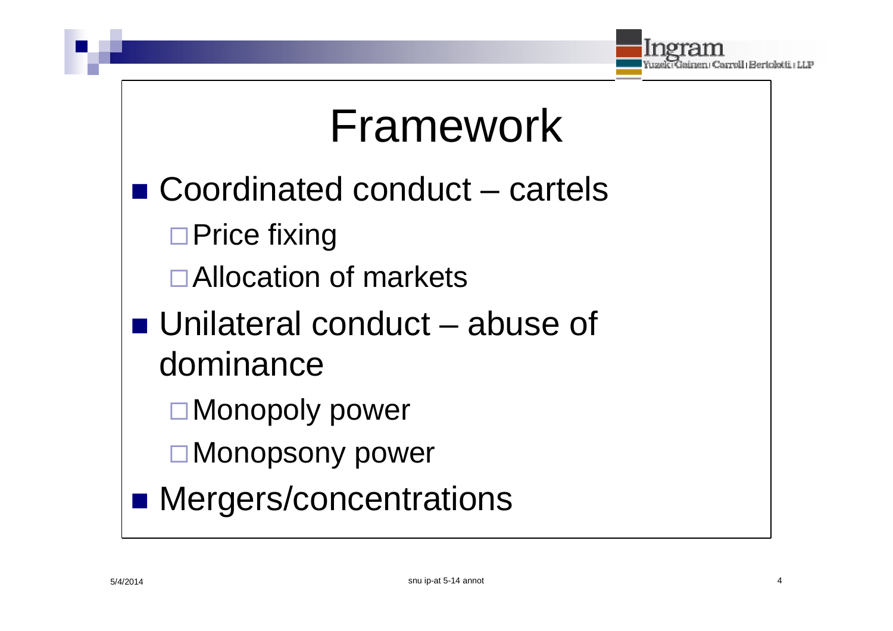# Framework

- Coordinated conduct – cartels
  - Price fixing
  - Allocation of markets
- Unilateral conduct – abuse of dominance
  - Monopoly power
  - Monopsony power
- Mergers/concentrations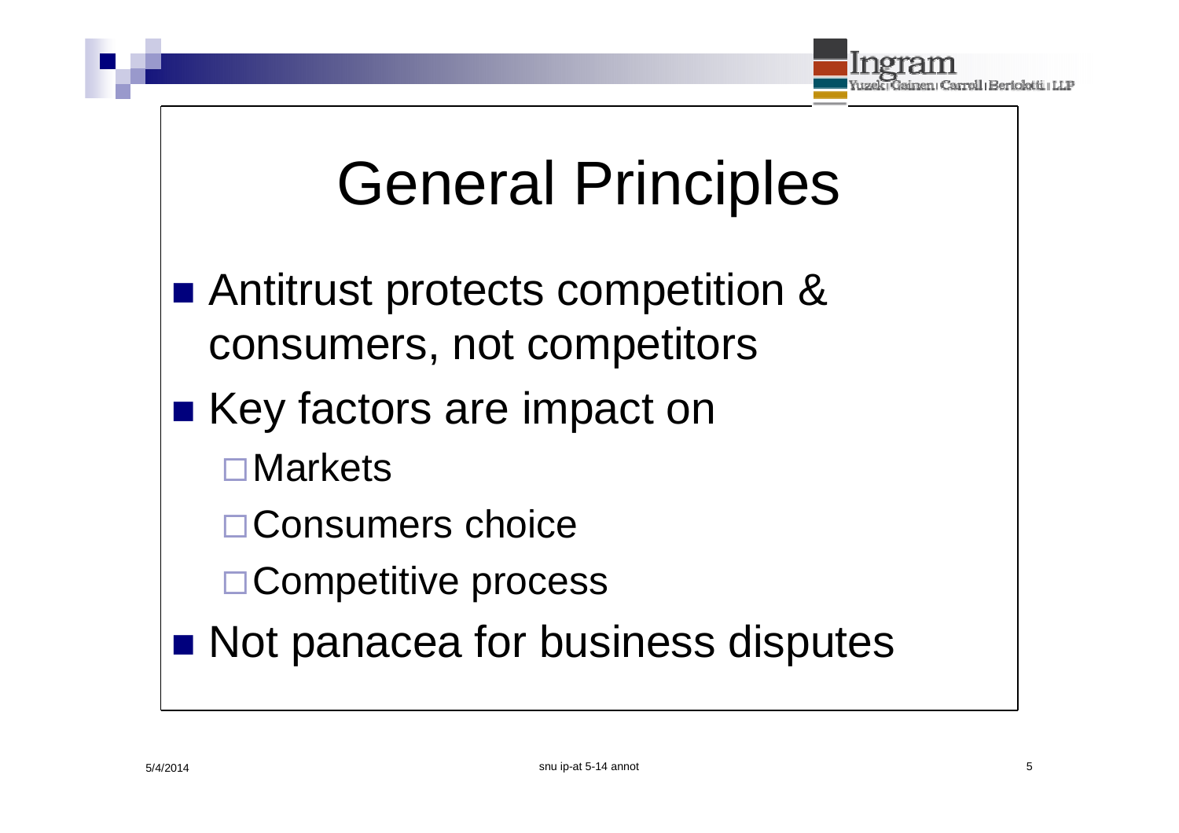# General Principles

- Antitrust protects competition & consumers, not competitors
- Key factors are impact on
  - Markets
  - Consumers choice
  - Competitive process
- Not panacea for business disputes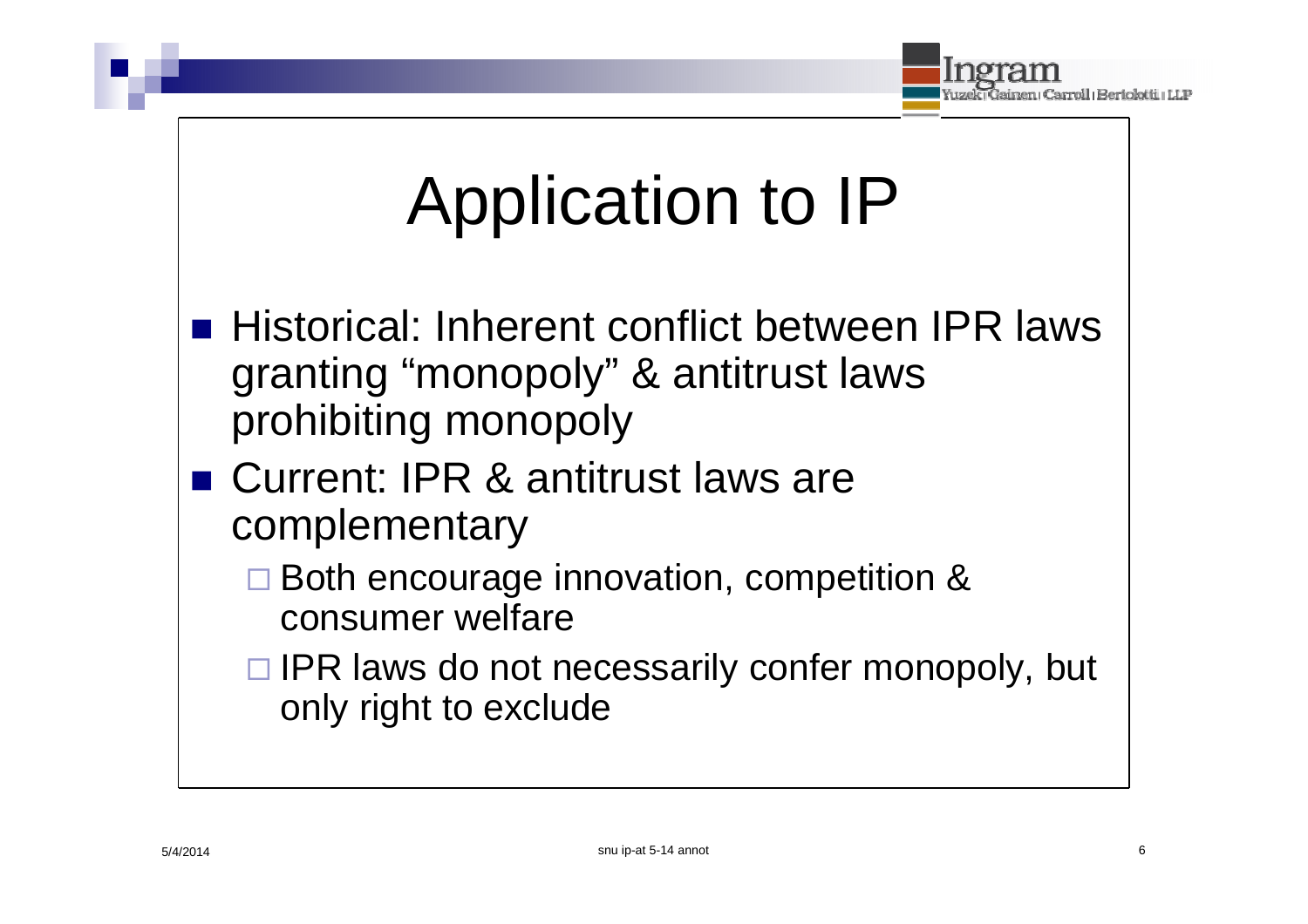# Application to IP

- Historical: Inherent conflict between IPR laws granting "monopoly" & antitrust laws prohibiting monopoly
- Current: IPR & antitrust laws are complementary
  - Both encourage innovation, competition & consumer welfare
  - IPR laws do not necessarily confer monopoly, but only right to exclude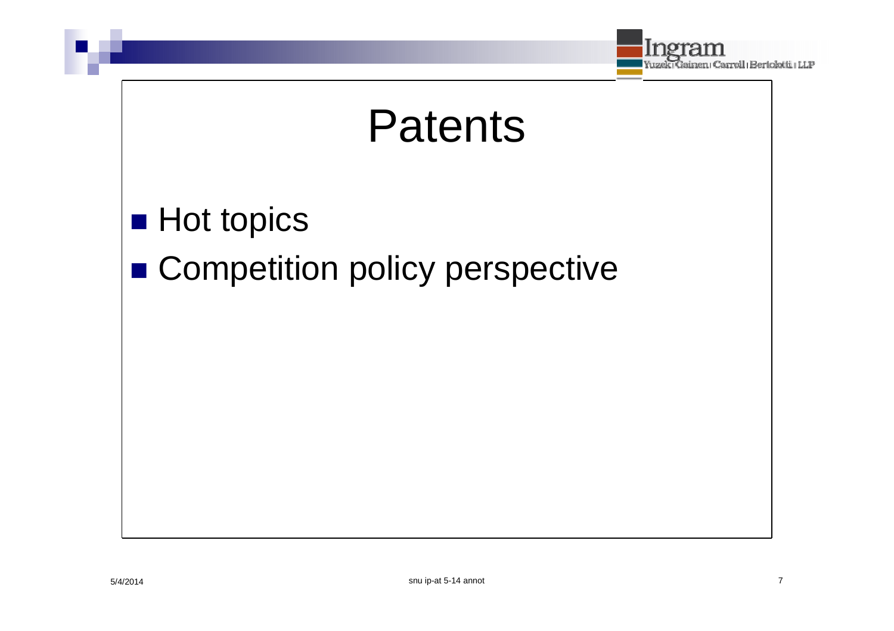# Patents

- Hot topics
- Competition policy perspective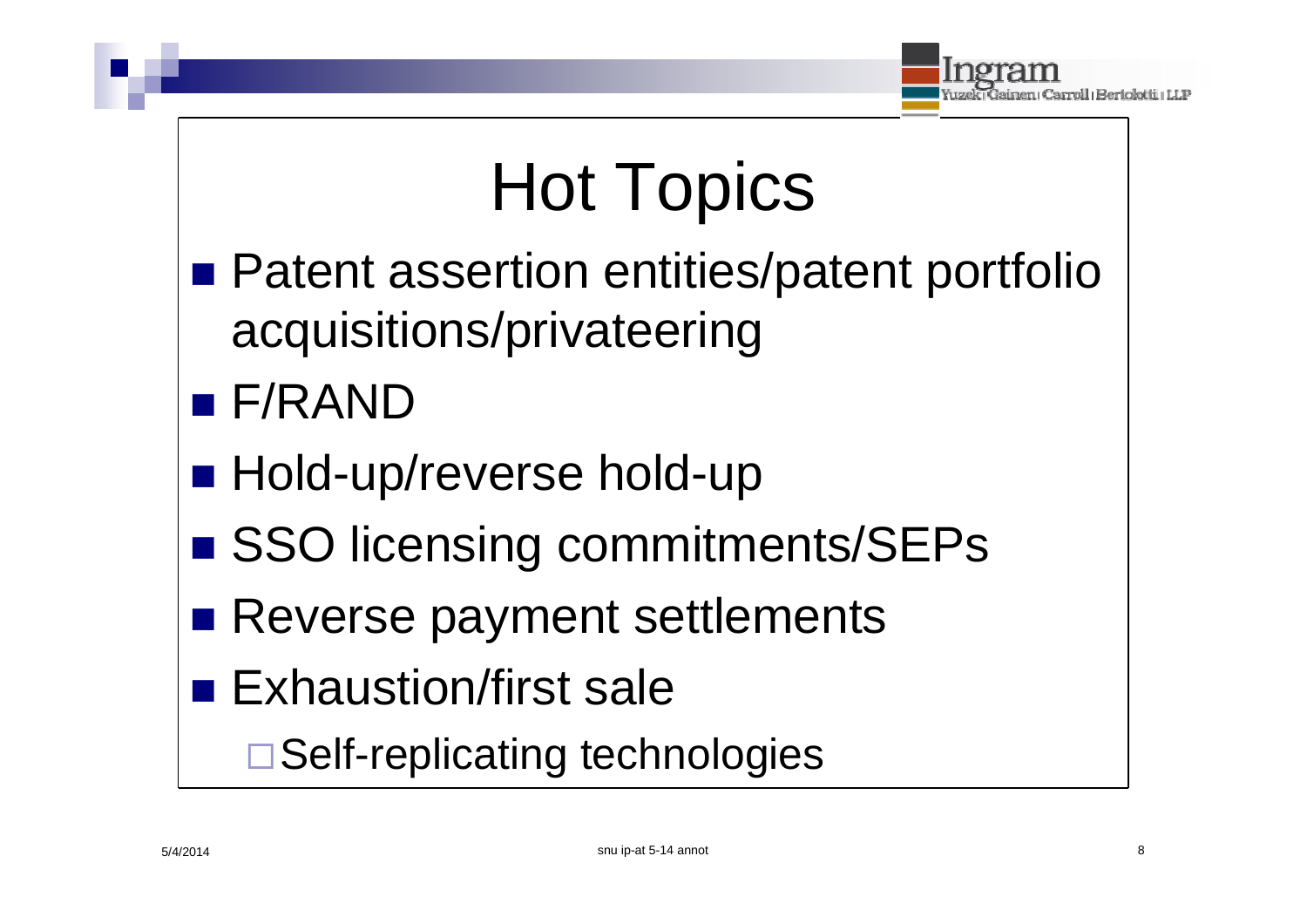# Hot Topics

- Patent assertion entities/patent portfolio acquisitions/privateering
- F/RAND
- Hold-up/reverse hold-up
- SSO licensing commitments/SEPs
- Reverse payment settlements
- Exhaustion/first sale
  - Self-replicating technologies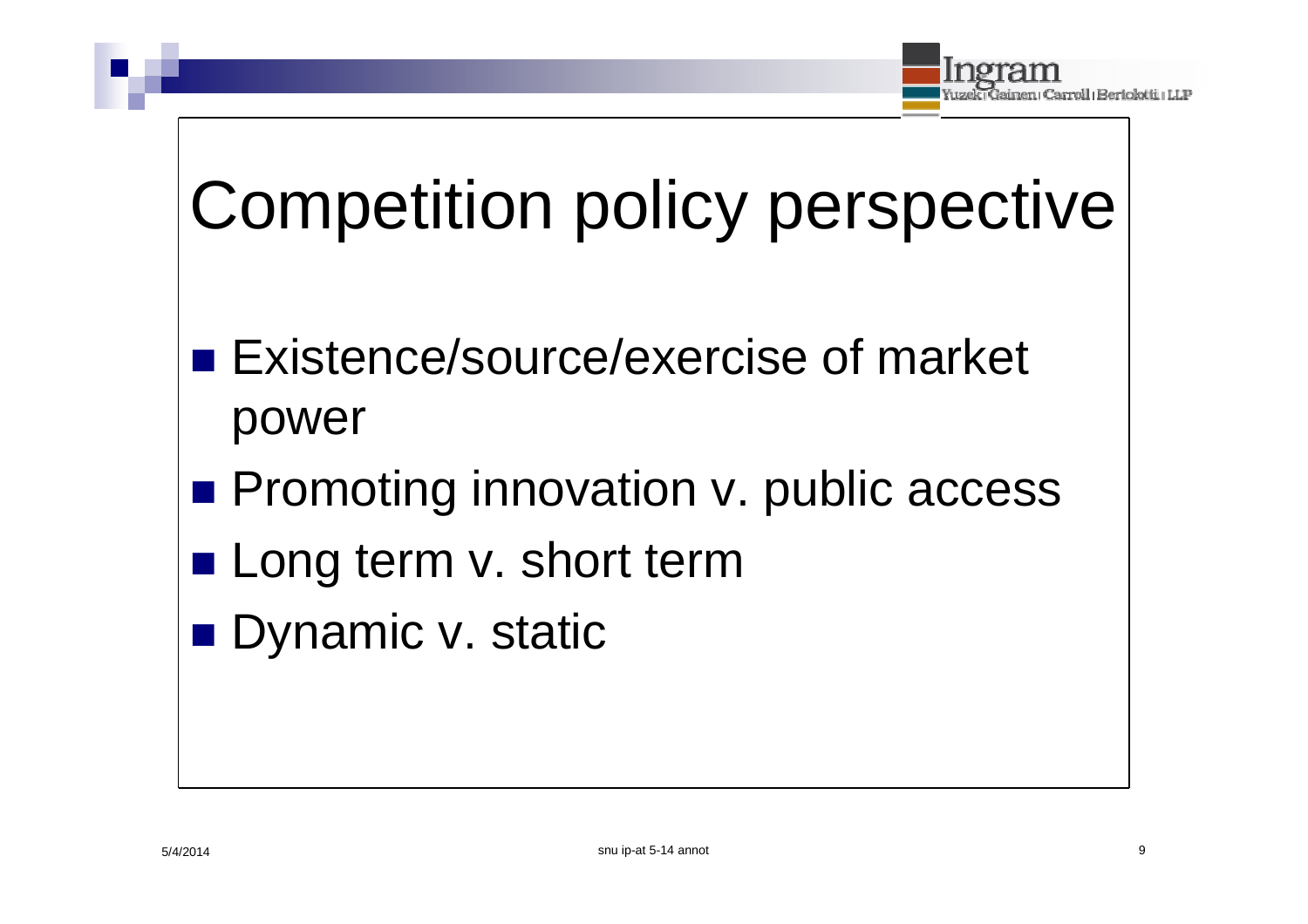# Competition policy perspective

- Existence/source/exercise of market power
- Promoting innovation v. public access
- Long term v. short term
- Dynamic v. static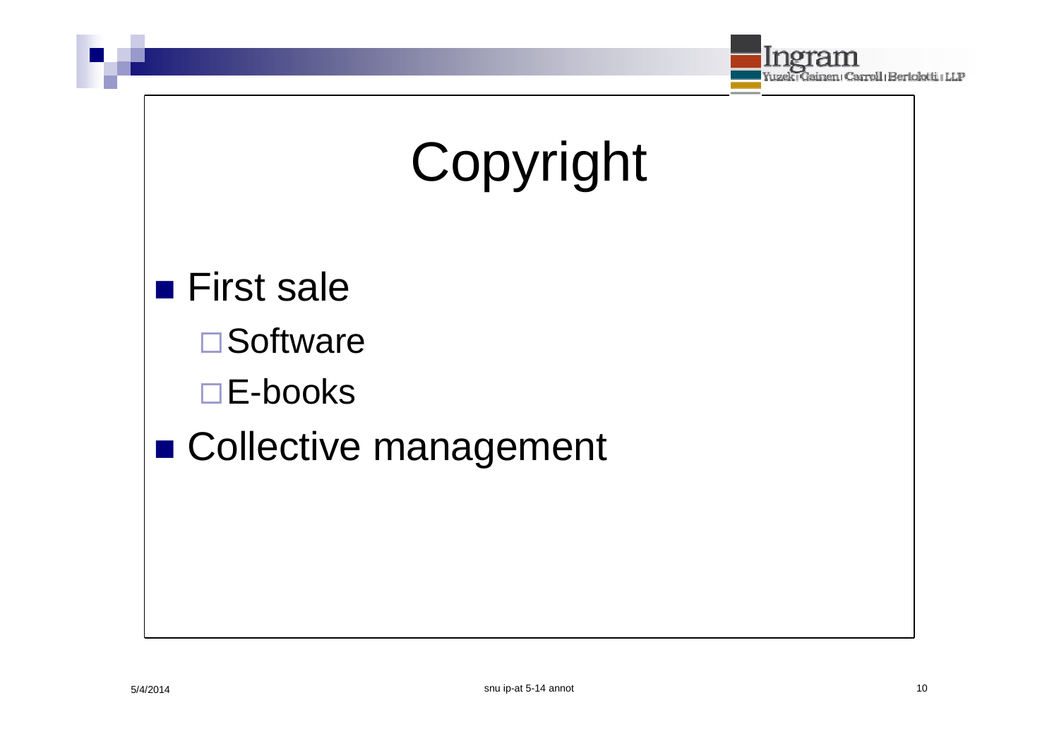# Copyright

- First sale
  - Software
  - E-books
- Collective management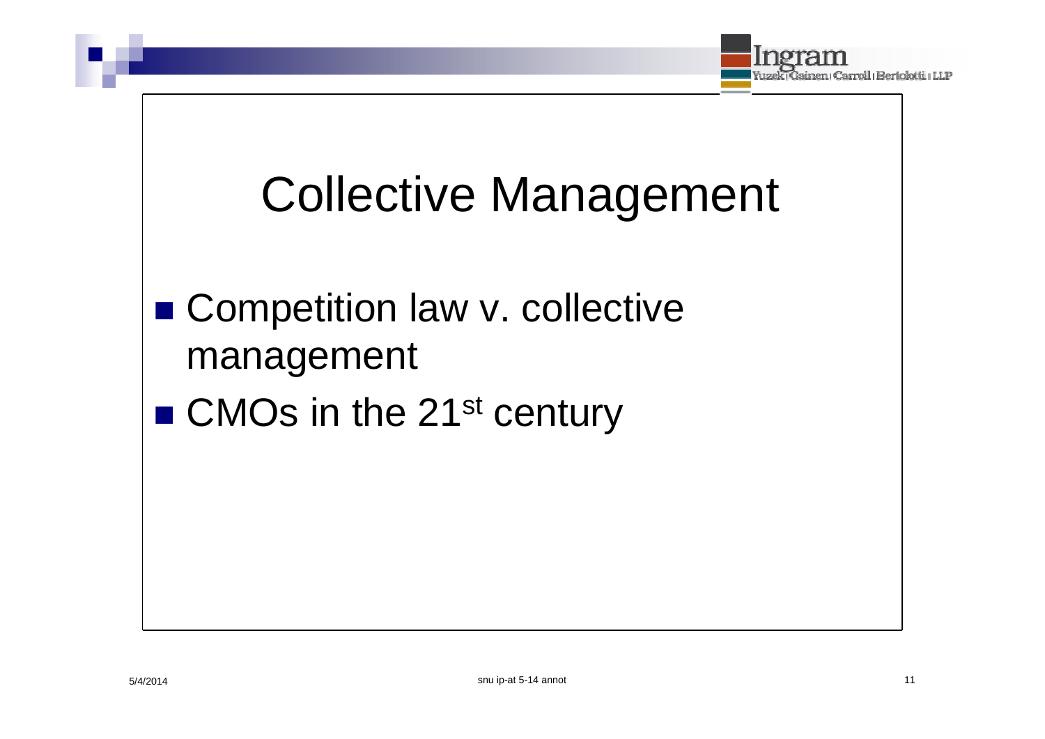# Collective Management

- Competition law v. collective management
- CMOs in the 21st century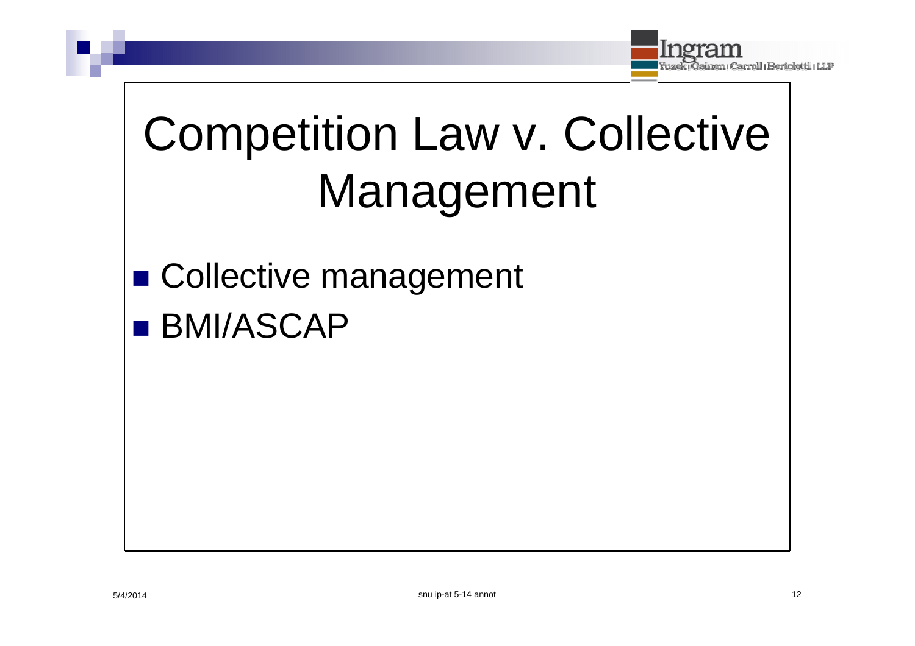# Competition Law v. Collective Management

- Collective management
- BMI/ASCAP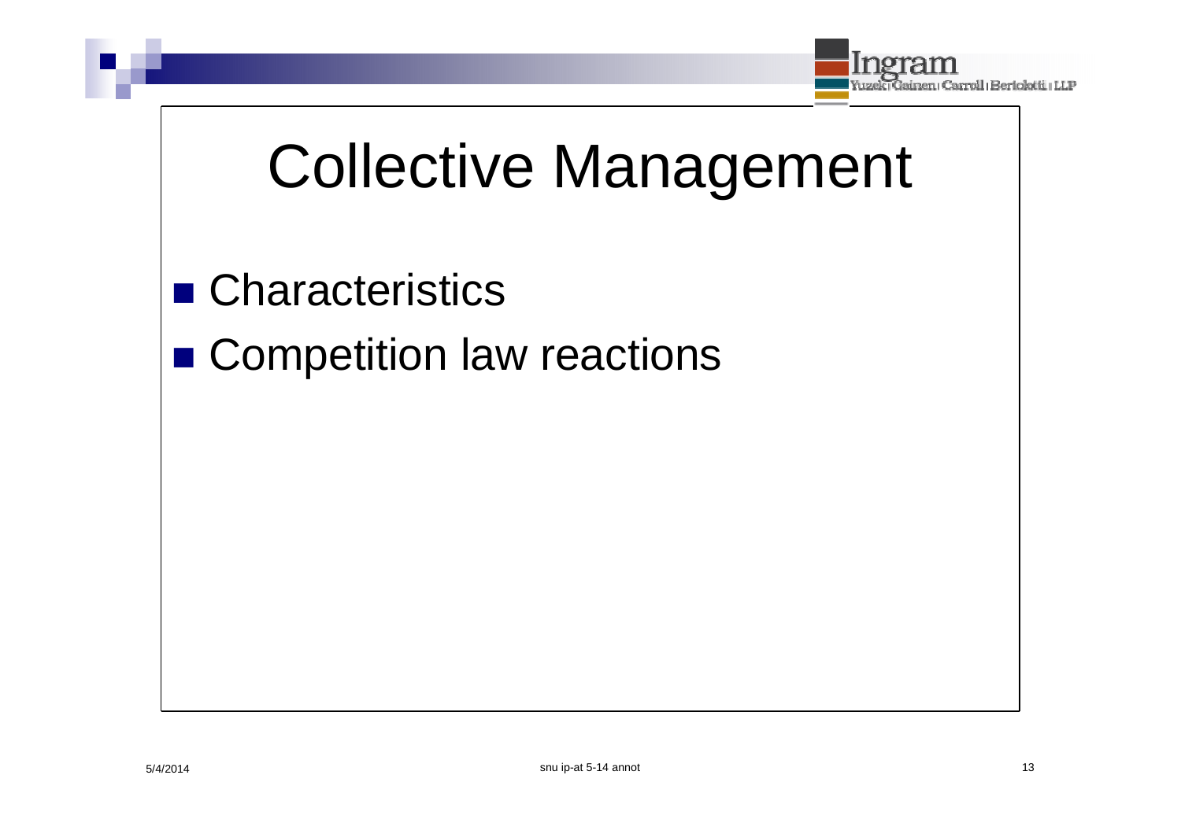# Collective Management

- Characteristics
- Competition law reactions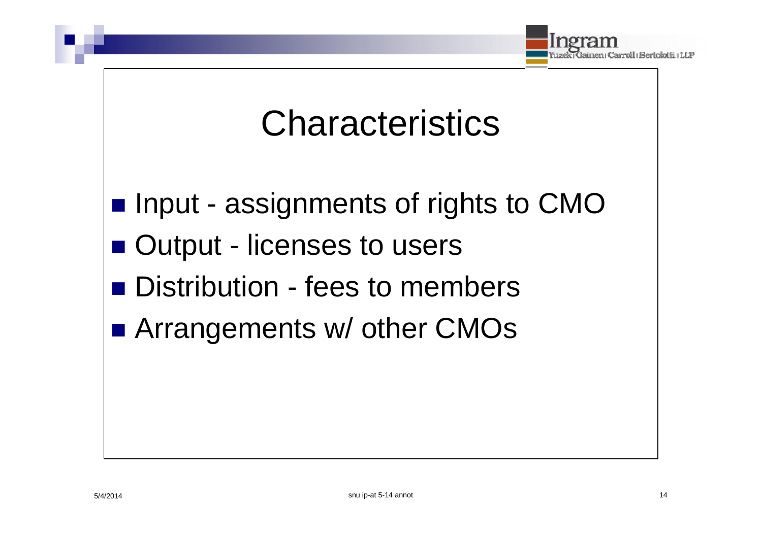# Characteristics

- Input - assignments of rights to CMO
- Output - licenses to users
- Distribution - fees to members
- Arrangements w/ other CMOs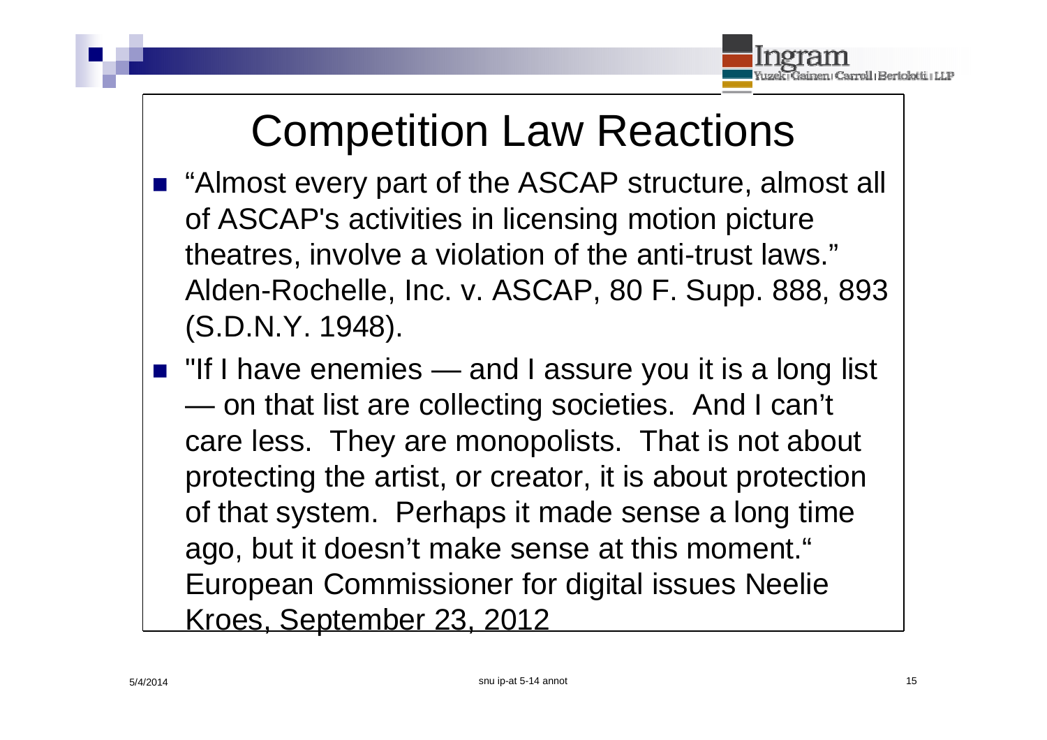# Competition Law Reactions

- "Almost every part of the ASCAP structure, almost all of ASCAP's activities in licensing motion picture theatres, involve a violation of the anti-trust laws." Alden-Rochelle, Inc. v. ASCAP, 80 F. Supp. 888, 893 (S.D.N.Y. 1948).
- "If I have enemies — and I assure you it is a long list — on that list are collecting societies. And I can't care less. They are monopolists. That is not about protecting the artist, or creator, it is about protection of that system. Perhaps it made sense a long time ago, but it doesn't make sense at this moment." European Commissioner for digital issues Neelie Kroes, September 23, 2012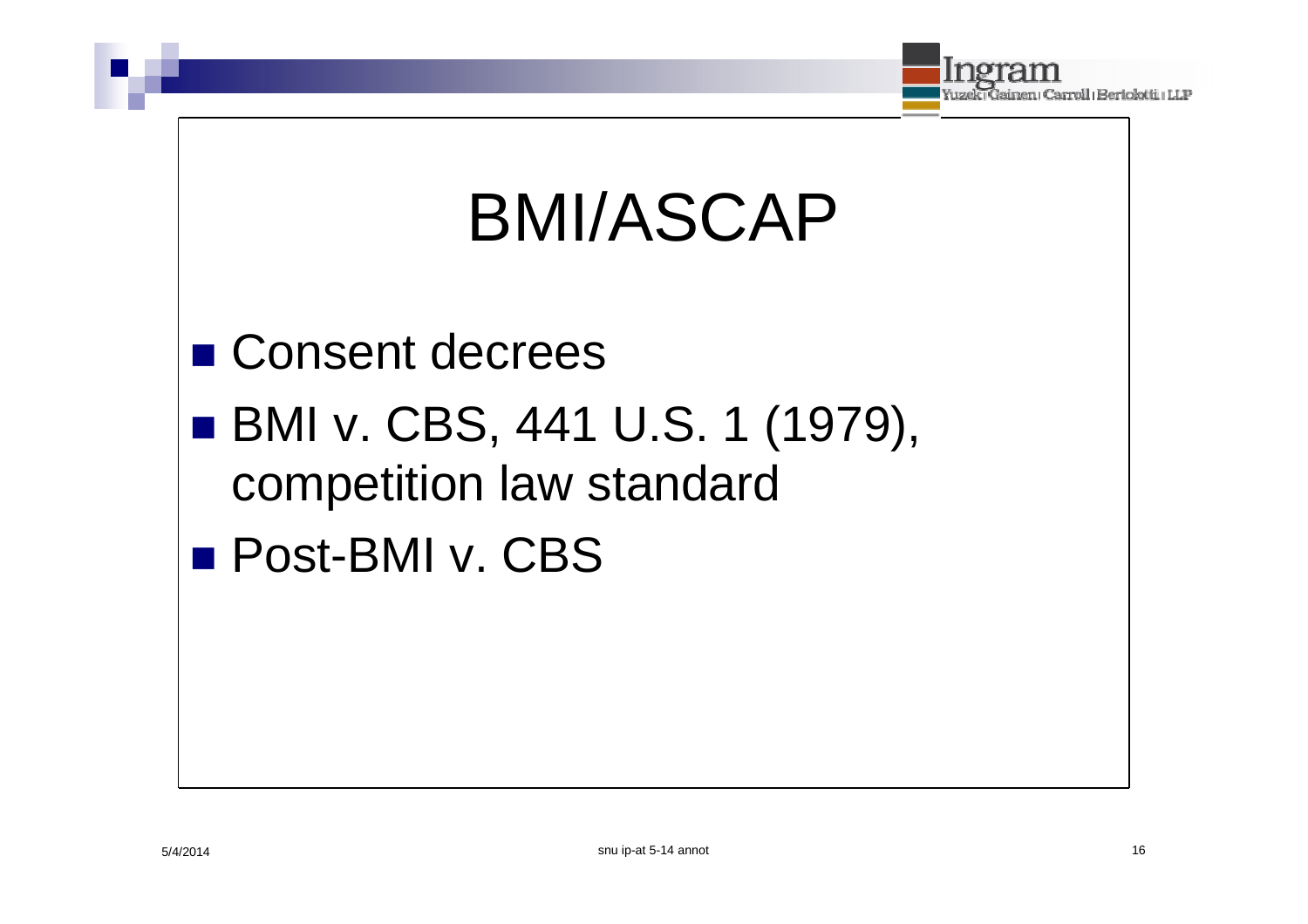# BMI/ASCAP

- Consent decrees
- BMI v. CBS, 441 U.S. 1 (1979), competition law standard
- Post-BMI v. CBS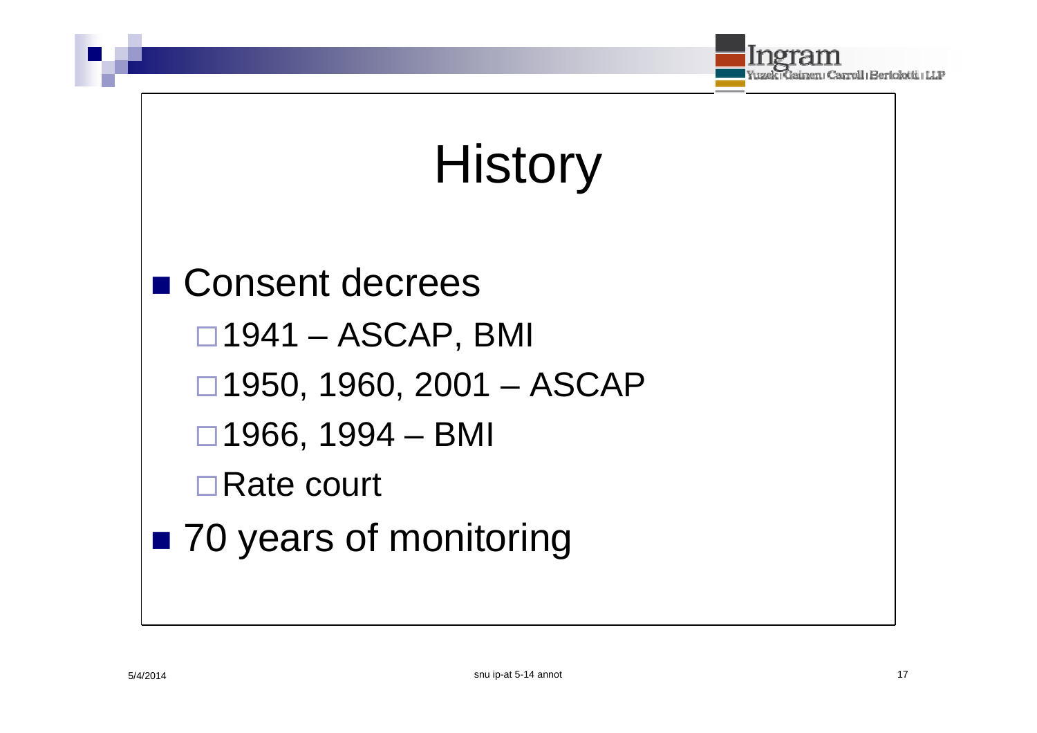# History

- Consent decrees
  - 1941 – ASCAP, BMI
  - 1950, 1960, 2001 – ASCAP
  - 1966, 1994 – BMI
  - Rate court
- 70 years of monitoring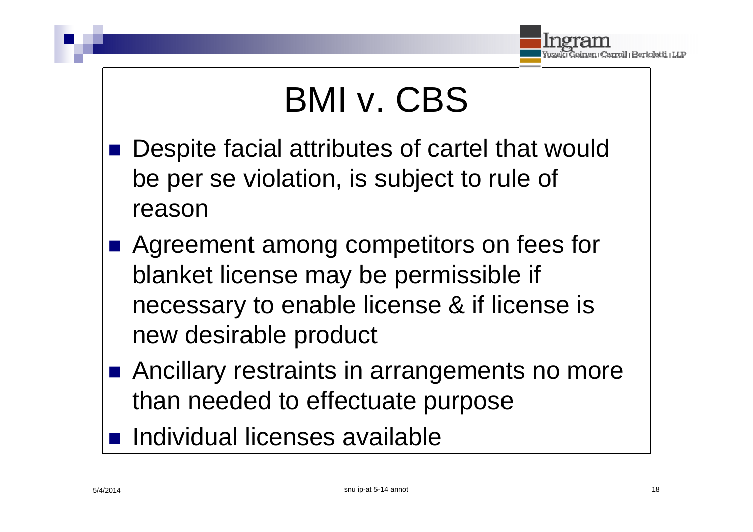# BMI v. CBS

- Despite facial attributes of cartel that would be per se violation, is subject to rule of reason
- Agreement among competitors on fees for blanket license may be permissible if necessary to enable license & if license is new desirable product
- Ancillary restraints in arrangements no more than needed to effectuate purpose
- Individual licenses available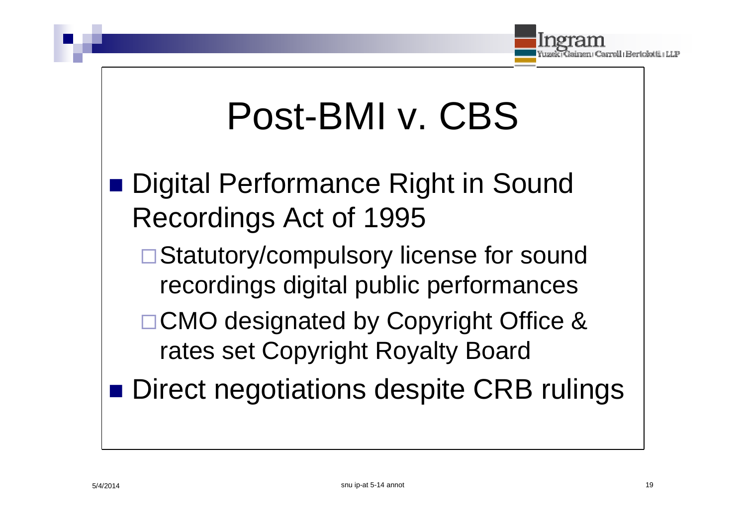# Post-BMI v. CBS

- Digital Performance Right in Sound Recordings Act of 1995
  - Statutory/compulsory license for sound recordings digital public performances
  - CMO designated by Copyright Office & rates set Copyright Royalty Board
- Direct negotiations despite CRB rulings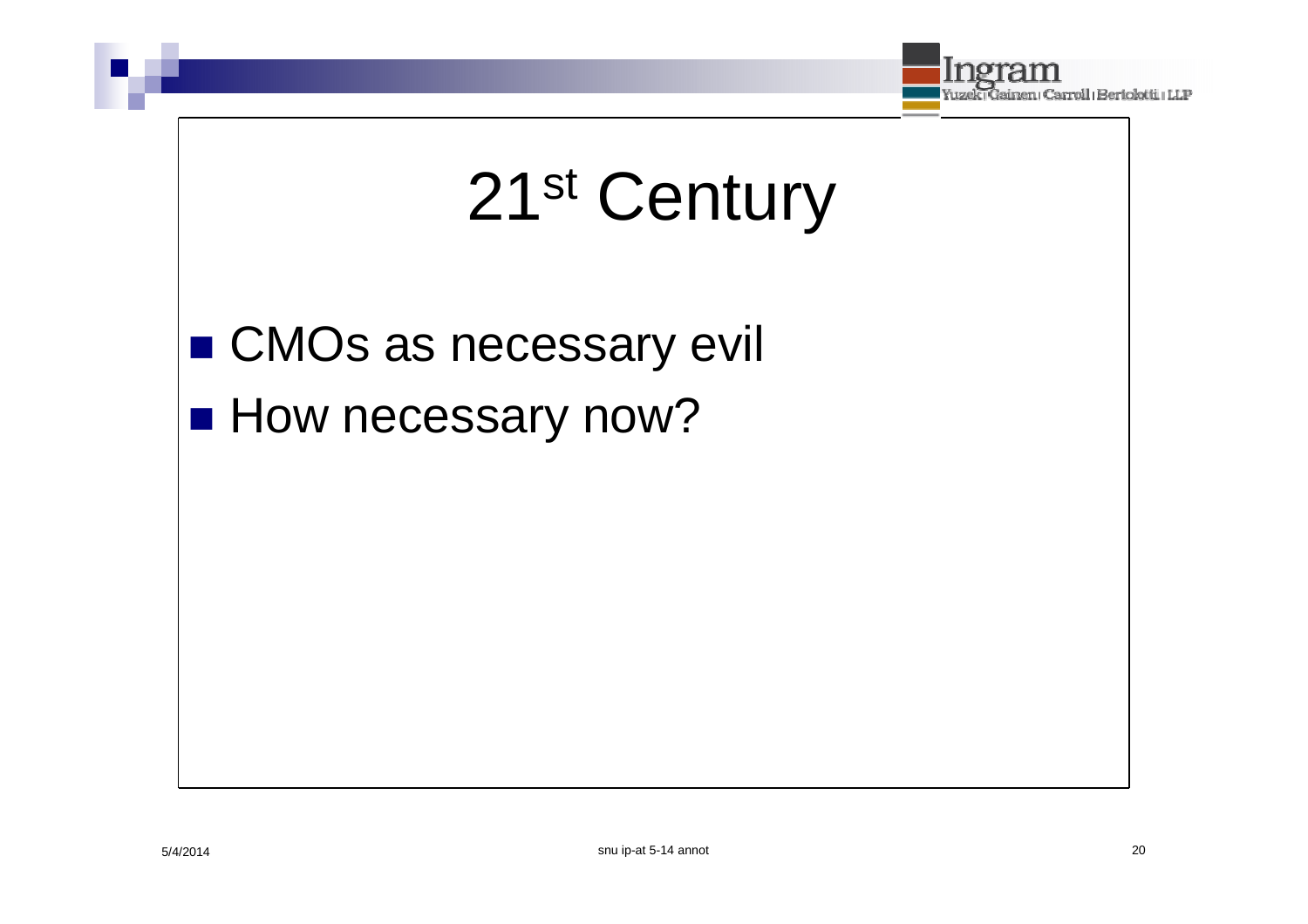# 21st Century

- CMOs as necessary evil
- How necessary now?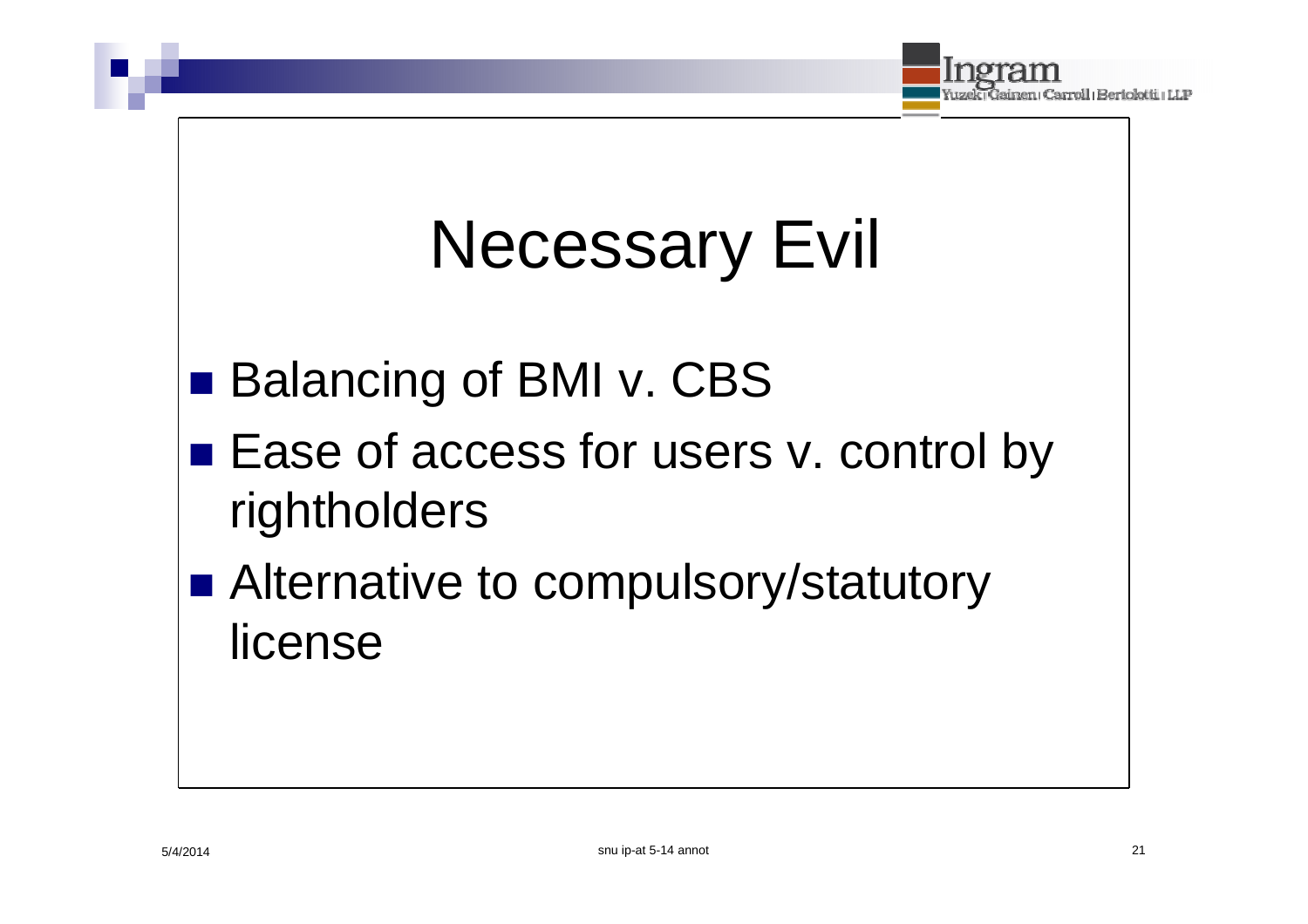# Necessary Evil

- Balancing of BMI v. CBS
- Ease of access for users v. control by rightholders
- Alternative to compulsory/statutory license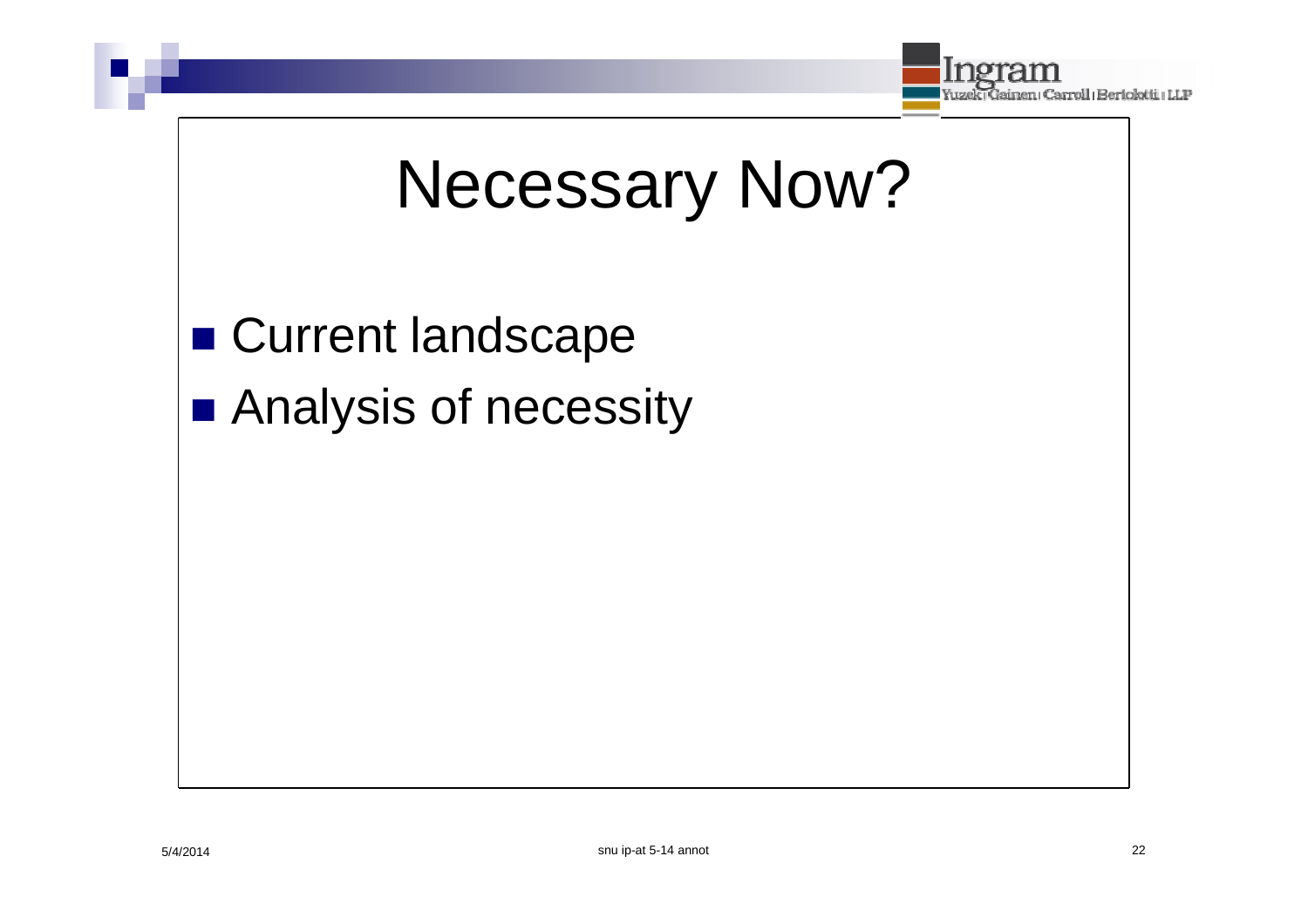# Necessary Now?

- Current landscape
- Analysis of necessity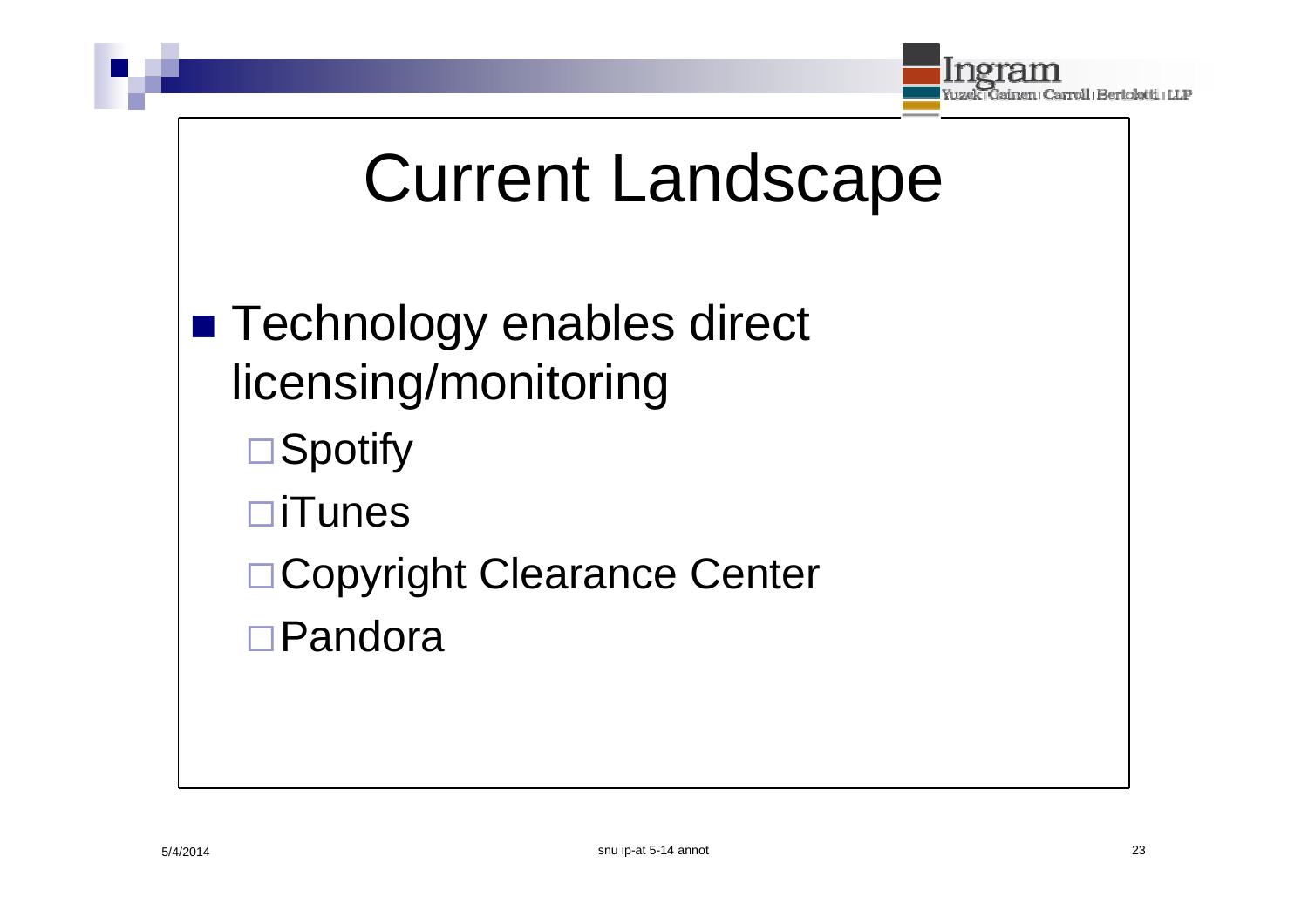# Current Landscape

- Technology enables direct licensing/monitoring
  - Spotify
  - iTunes
  - Copyright Clearance Center
  - Pandora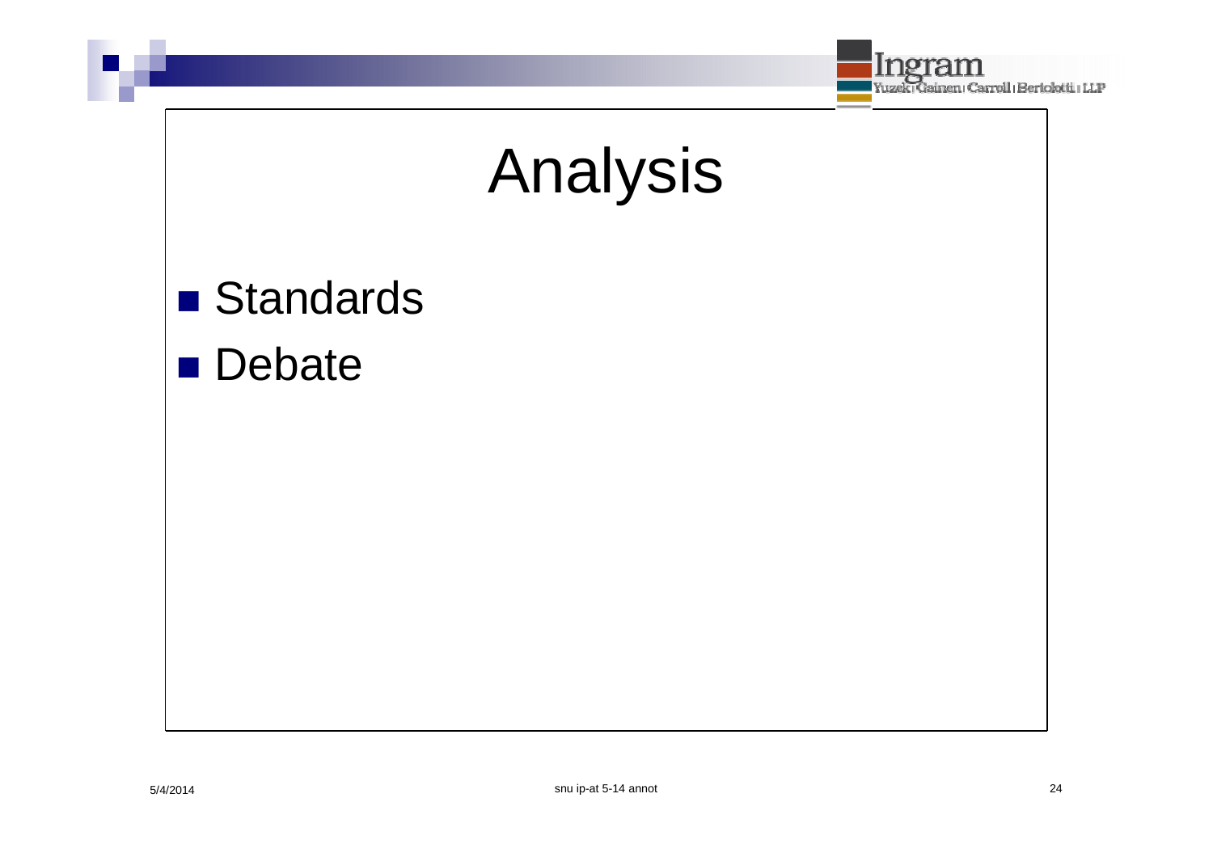# Analysis

- Standards
- Debate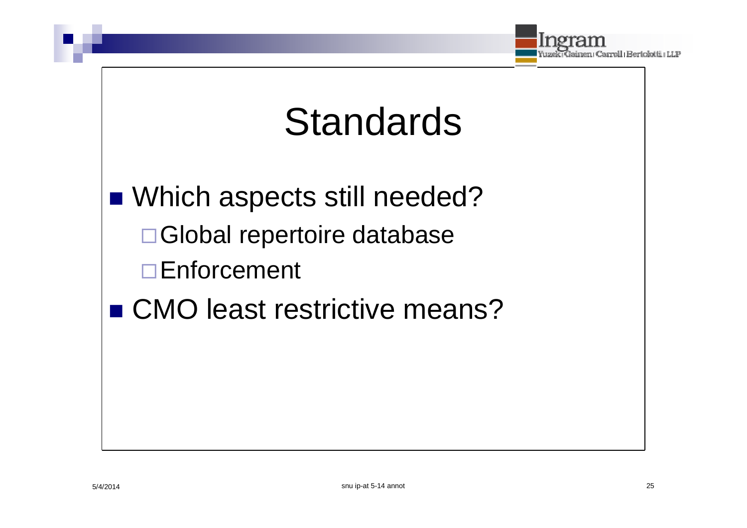# Standards

- Which aspects still needed?
  - Global repertoire database
  - Enforcement
- CMO least restrictive means?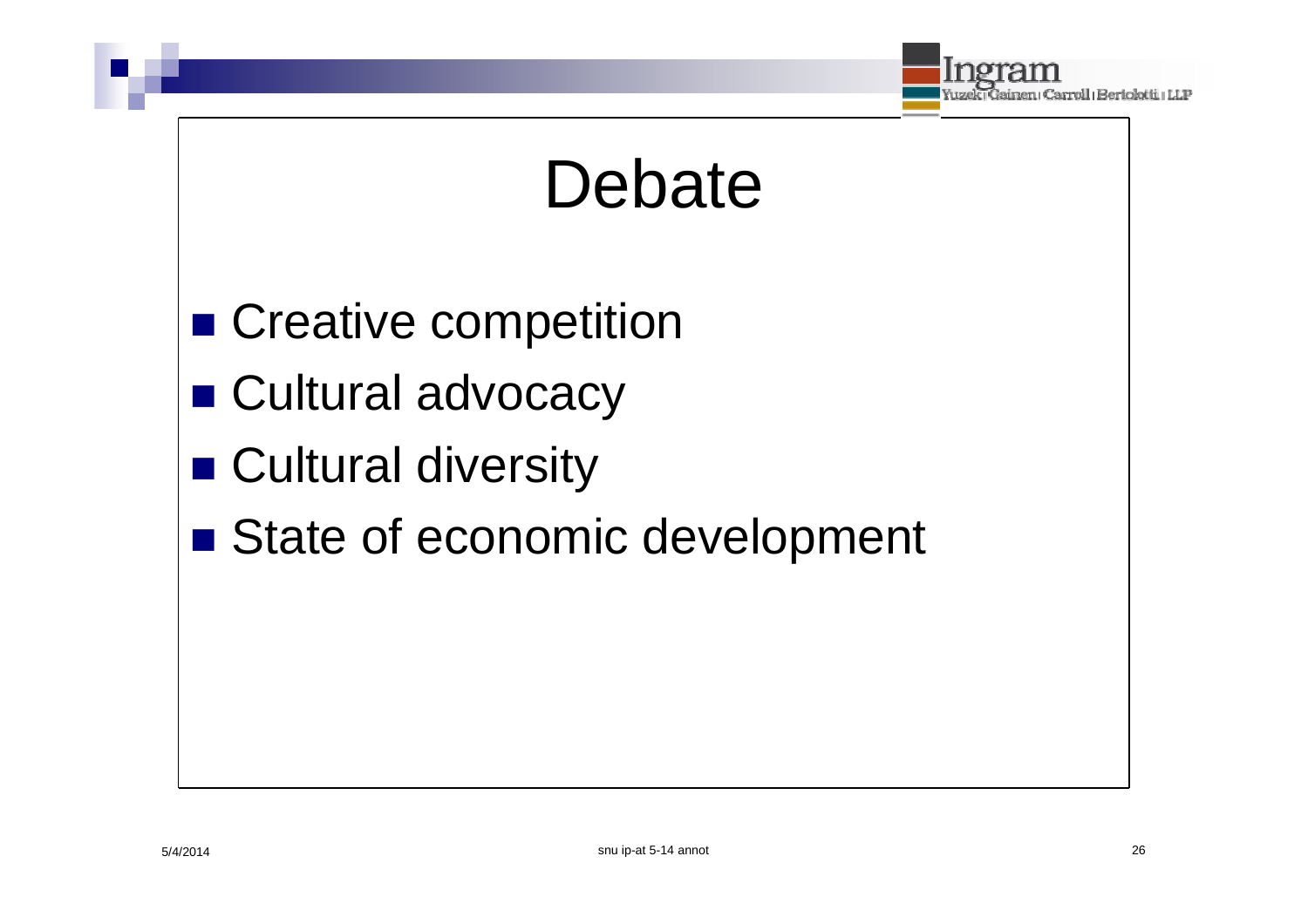# Debate

- Creative competition
- Cultural advocacy
- Cultural diversity
- State of economic development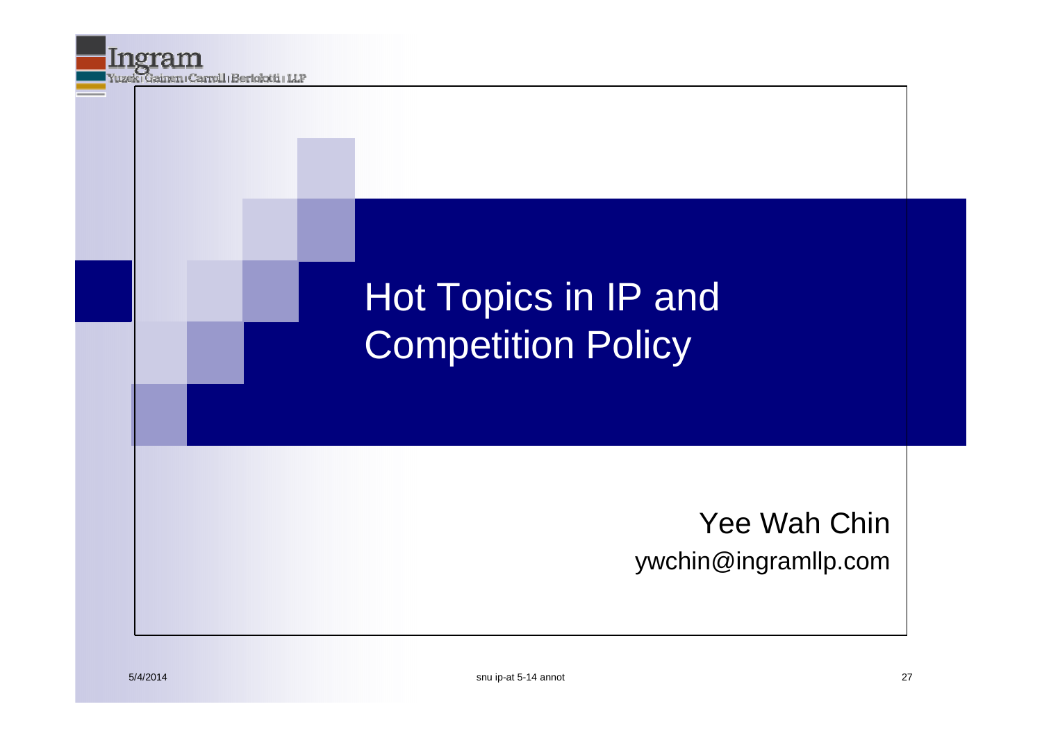# Hot Topics in IP and Competition Policy

Yee Wah Chin

ywchin@ingramllp.com